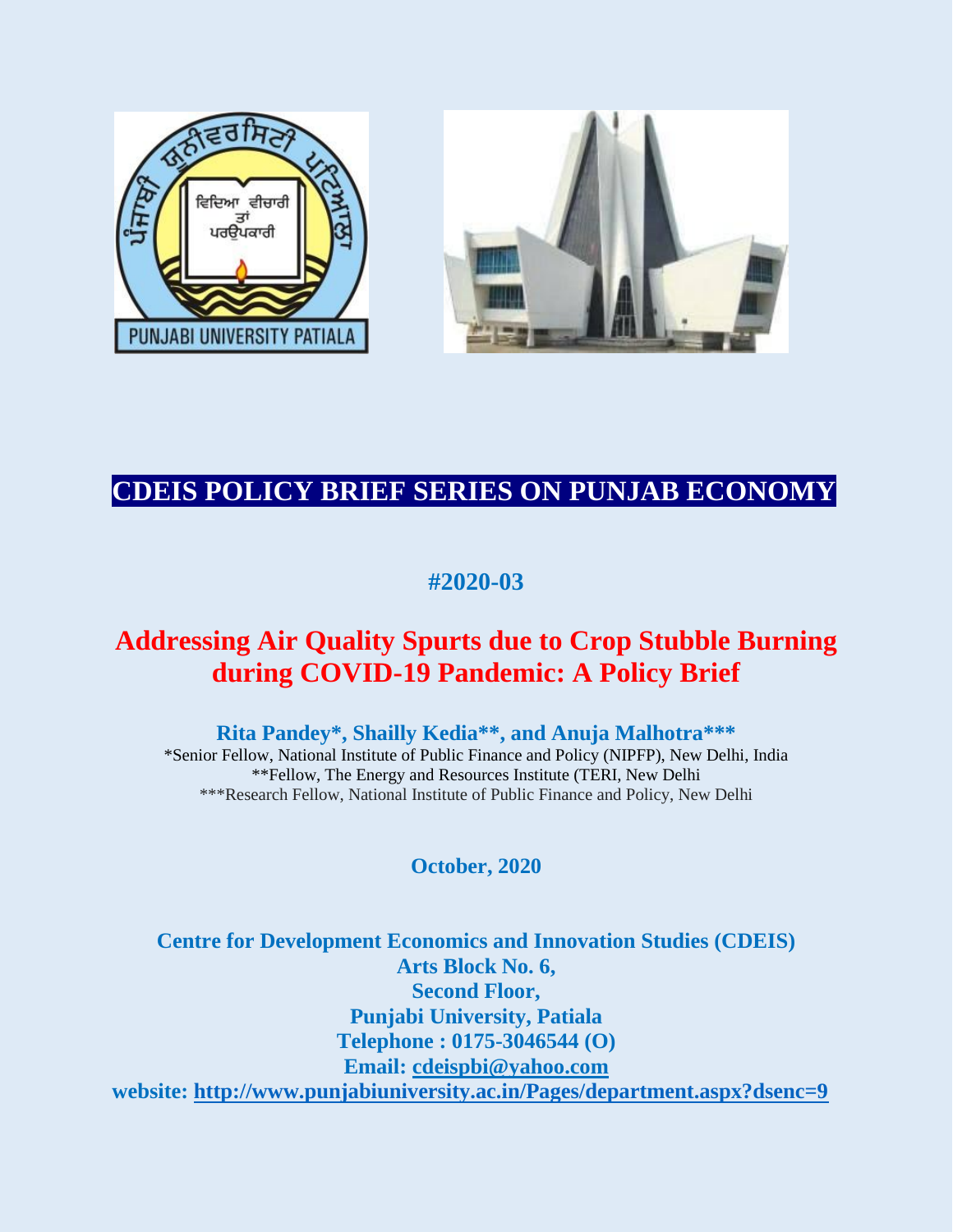# CDEIS POLICY BRIEF SERIES ON PUNJAB ECONOMY

## #2020-03

# Addressing Air Quality Spurts due to Crop Stubble Burning during COVID-19 Pandemic: A Policy Brief

**Rita Pandey*, Shailly Kedia**, and Anuja Malhotra*****

*Senior Fellow, National Institute of Public Finance and Policy (NIPFP), New Delhi, India
**Fellow, The Energy and Resources Institute (TERI, New Delhi
***Research Fellow, National Institute of Public Finance and Policy, New Delhi

**October, 2020**

**Centre for Development Economics and Innovation Studies (CDEIS)**
**Arts Block No. 6,**
**Second Floor,**
**Punjabi University, Patiala**
**Telephone : 0175-3046544 (O)**
**Email: cdeispbi@yahoo.com**
**website: http://www.punjabiuniversity.ac.in/Pages/department.aspx?dsenc=9**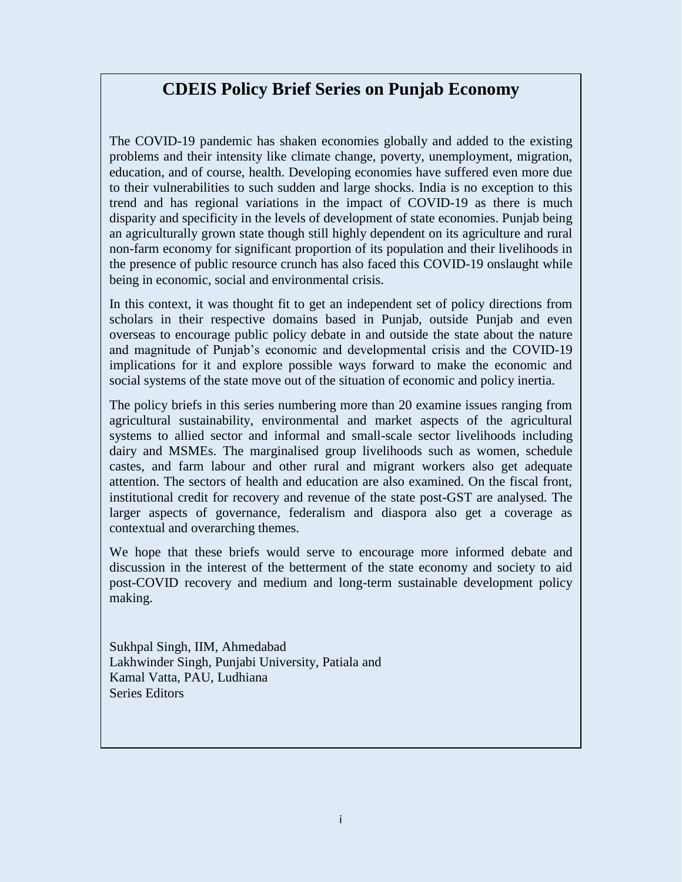# CDEIS Policy Brief Series on Punjab Economy

The COVID-19 pandemic has shaken economies globally and added to the existing problems and their intensity like climate change, poverty, unemployment, migration, education, and of course, health. Developing economies have suffered even more due to their vulnerabilities to such sudden and large shocks. India is no exception to this trend and has regional variations in the impact of COVID-19 as there is much disparity and specificity in the levels of development of state economies. Punjab being an agriculturally grown state though still highly dependent on its agriculture and rural non-farm economy for significant proportion of its population and their livelihoods in the presence of public resource crunch has also faced this COVID-19 onslaught while being in economic, social and environmental crisis.

In this context, it was thought fit to get an independent set of policy directions from scholars in their respective domains based in Punjab, outside Punjab and even overseas to encourage public policy debate in and outside the state about the nature and magnitude of Punjab's economic and developmental crisis and the COVID-19 implications for it and explore possible ways forward to make the economic and social systems of the state move out of the situation of economic and policy inertia.

The policy briefs in this series numbering more than 20 examine issues ranging from agricultural sustainability, environmental and market aspects of the agricultural systems to allied sector and informal and small-scale sector livelihoods including dairy and MSMEs. The marginalised group livelihoods such as women, schedule castes, and farm labour and other rural and migrant workers also get adequate attention. The sectors of health and education are also examined. On the fiscal front, institutional credit for recovery and revenue of the state post-GST are analysed. The larger aspects of governance, federalism and diaspora also get a coverage as contextual and overarching themes.

We hope that these briefs would serve to encourage more informed debate and discussion in the interest of the betterment of the state economy and society to aid post-COVID recovery and medium and long-term sustainable development policy making.

Sukhpal Singh, IIM, Ahmedabad
Lakhwinder Singh, Punjabi University, Patiala and
Kamal Vatta, PAU, Ludhiana
Series Editors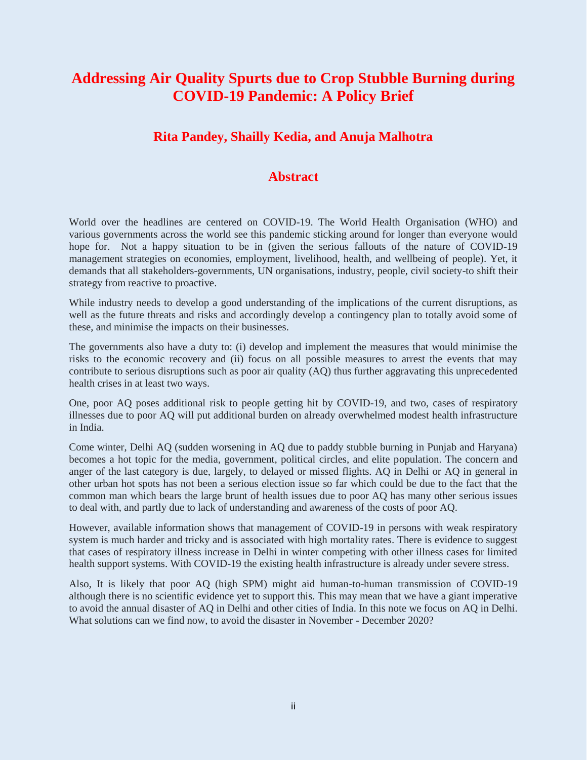# Addressing Air Quality Spurts due to Crop Stubble Burning during COVID-19 Pandemic: A Policy Brief

### Rita Pandey, Shailly Kedia, and Anuja Malhotra

## Abstract

World over the headlines are centered on COVID-19. The World Health Organisation (WHO) and various governments across the world see this pandemic sticking around for longer than everyone would hope for. Not a happy situation to be in (given the serious fallouts of the nature of COVID-19 management strategies on economies, employment, livelihood, health, and wellbeing of people). Yet, it demands that all stakeholders-governments, UN organisations, industry, people, civil society-to shift their strategy from reactive to proactive.

While industry needs to develop a good understanding of the implications of the current disruptions, as well as the future threats and risks and accordingly develop a contingency plan to totally avoid some of these, and minimise the impacts on their businesses.

The governments also have a duty to: (i) develop and implement the measures that would minimise the risks to the economic recovery and (ii) focus on all possible measures to arrest the events that may contribute to serious disruptions such as poor air quality (AQ) thus further aggravating this unprecedented health crises in at least two ways.

One, poor AQ poses additional risk to people getting hit by COVID-19, and two, cases of respiratory illnesses due to poor AQ will put additional burden on already overwhelmed modest health infrastructure in India.

Come winter, Delhi AQ (sudden worsening in AQ due to paddy stubble burning in Punjab and Haryana) becomes a hot topic for the media, government, political circles, and elite population. The concern and anger of the last category is due, largely, to delayed or missed flights. AQ in Delhi or AQ in general in other urban hot spots has not been a serious election issue so far which could be due to the fact that the common man which bears the large brunt of health issues due to poor AQ has many other serious issues to deal with, and partly due to lack of understanding and awareness of the costs of poor AQ.

However, available information shows that management of COVID-19 in persons with weak respiratory system is much harder and tricky and is associated with high mortality rates. There is evidence to suggest that cases of respiratory illness increase in Delhi in winter competing with other illness cases for limited health support systems. With COVID-19 the existing health infrastructure is already under severe stress.

Also, It is likely that poor AQ (high SPM) might aid human-to-human transmission of COVID-19 although there is no scientific evidence yet to support this. This may mean that we have a giant imperative to avoid the annual disaster of AQ in Delhi and other cities of India. In this note we focus on AQ in Delhi. What solutions can we find now, to avoid the disaster in November - December 2020?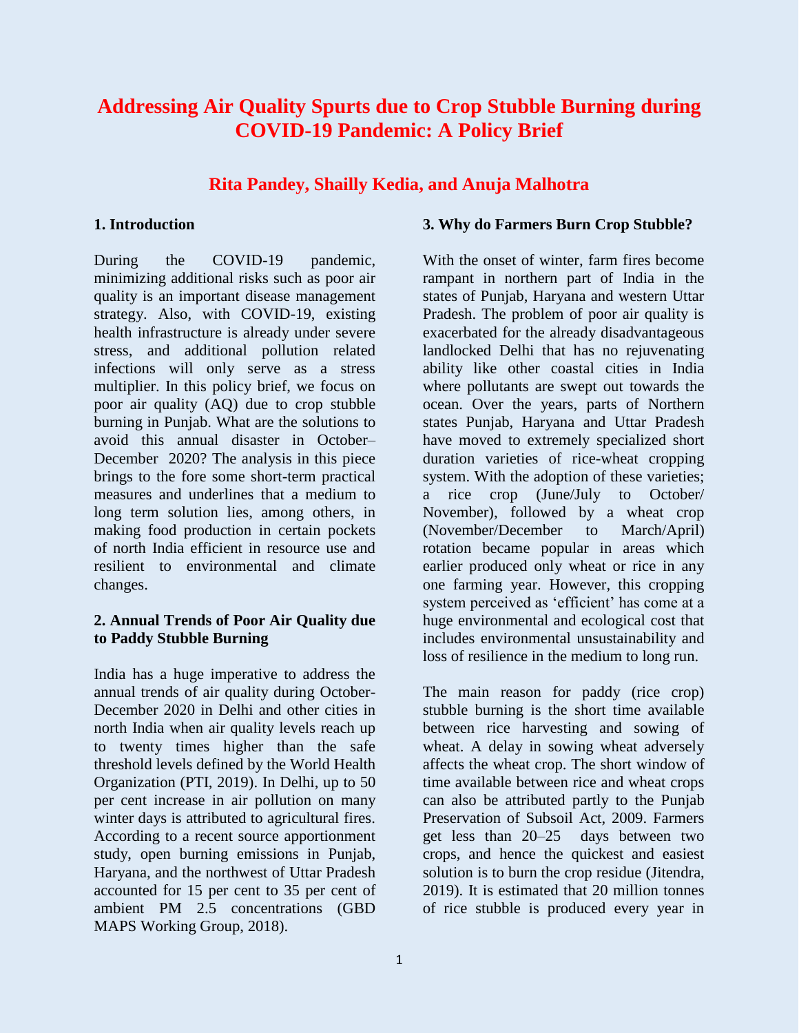# Addressing Air Quality Spurts due to Crop Stubble Burning during COVID-19 Pandemic: A Policy Brief

**Rita Pandey, Shailly Kedia, and Anuja Malhotra**

## 1. Introduction

During the COVID-19 pandemic, minimizing additional risks such as poor air quality is an important disease management strategy. Also, with COVID-19, existing health infrastructure is already under severe stress, and additional pollution related infections will only serve as a stress multiplier. In this policy brief, we focus on poor air quality (AQ) due to crop stubble burning in Punjab. What are the solutions to avoid this annual disaster in October–December 2020? The analysis in this piece brings to the fore some short-term practical measures and underlines that a medium to long term solution lies, among others, in making food production in certain pockets of north India efficient in resource use and resilient to environmental and climate changes.

## 2. Annual Trends of Poor Air Quality due to Paddy Stubble Burning

India has a huge imperative to address the annual trends of air quality during October-December 2020 in Delhi and other cities in north India when air quality levels reach up to twenty times higher than the safe threshold levels defined by the World Health Organization (PTI, 2019). In Delhi, up to 50 per cent increase in air pollution on many winter days is attributed to agricultural fires. According to a recent source apportionment study, open burning emissions in Punjab, Haryana, and the northwest of Uttar Pradesh accounted for 15 per cent to 35 per cent of ambient PM 2.5 concentrations (GBD MAPS Working Group, 2018).

## 3. Why do Farmers Burn Crop Stubble?

With the onset of winter, farm fires become rampant in northern part of India in the states of Punjab, Haryana and western Uttar Pradesh. The problem of poor air quality is exacerbated for the already disadvantageous landlocked Delhi that has no rejuvenating ability like other coastal cities in India where pollutants are swept out towards the ocean. Over the years, parts of Northern states Punjab, Haryana and Uttar Pradesh have moved to extremely specialized short duration varieties of rice-wheat cropping system. With the adoption of these varieties; a rice crop (June/July to October/ November), followed by a wheat crop (November/December to March/April) rotation became popular in areas which earlier produced only wheat or rice in any one farming year. However, this cropping system perceived as 'efficient' has come at a huge environmental and ecological cost that includes environmental unsustainability and loss of resilience in the medium to long run.

The main reason for paddy (rice crop) stubble burning is the short time available between rice harvesting and sowing of wheat. A delay in sowing wheat adversely affects the wheat crop. The short window of time available between rice and wheat crops can also be attributed partly to the Punjab Preservation of Subsoil Act, 2009. Farmers get less than 20–25 days between two crops, and hence the quickest and easiest solution is to burn the crop residue (Jitendra, 2019). It is estimated that 20 million tonnes of rice stubble is produced every year in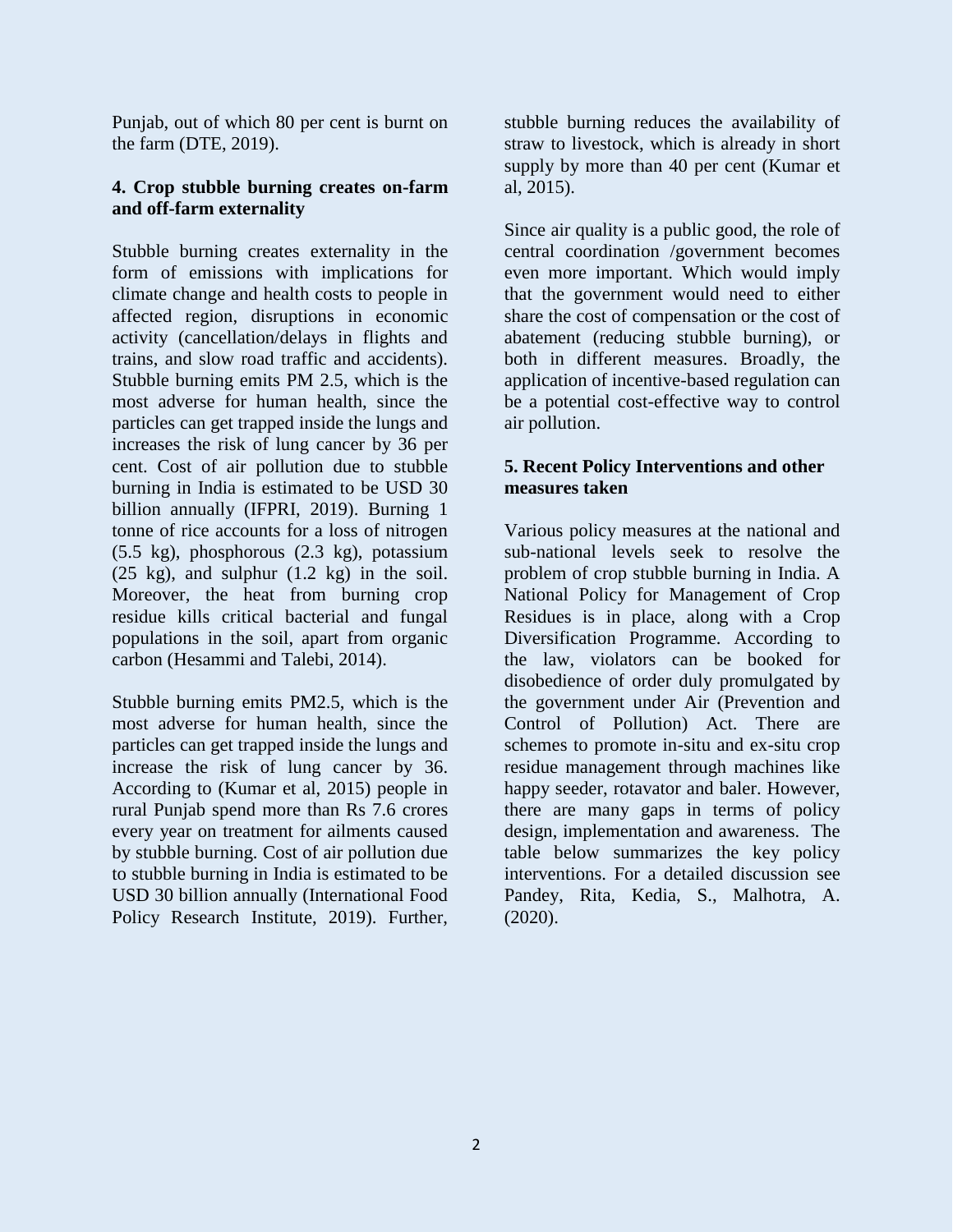Punjab, out of which 80 per cent is burnt on the farm (DTE, 2019).

**4. Crop stubble burning creates on-farm and off-farm externality**

Stubble burning creates externality in the form of emissions with implications for climate change and health costs to people in affected region, disruptions in economic activity (cancellation/delays in flights and trains, and slow road traffic and accidents). Stubble burning emits PM 2.5, which is the most adverse for human health, since the particles can get trapped inside the lungs and increases the risk of lung cancer by 36 per cent. Cost of air pollution due to stubble burning in India is estimated to be USD 30 billion annually (IFPRI, 2019). Burning 1 tonne of rice accounts for a loss of nitrogen (5.5 kg), phosphorous (2.3 kg), potassium (25 kg), and sulphur (1.2 kg) in the soil. Moreover, the heat from burning crop residue kills critical bacterial and fungal populations in the soil, apart from organic carbon (Hesammi and Talebi, 2014).

Stubble burning emits PM2.5, which is the most adverse for human health, since the particles can get trapped inside the lungs and increase the risk of lung cancer by 36. According to (Kumar et al, 2015) people in rural Punjab spend more than Rs 7.6 crores every year on treatment for ailments caused by stubble burning. Cost of air pollution due to stubble burning in India is estimated to be USD 30 billion annually (International Food Policy Research Institute, 2019). Further, stubble burning reduces the availability of straw to livestock, which is already in short supply by more than 40 per cent (Kumar et al, 2015).

Since air quality is a public good, the role of central coordination /government becomes even more important. Which would imply that the government would need to either share the cost of compensation or the cost of abatement (reducing stubble burning), or both in different measures. Broadly, the application of incentive-based regulation can be a potential cost-effective way to control air pollution.

**5. Recent Policy Interventions and other measures taken**

Various policy measures at the national and sub-national levels seek to resolve the problem of crop stubble burning in India. A National Policy for Management of Crop Residues is in place, along with a Crop Diversification Programme. According to the law, violators can be booked for disobedience of order duly promulgated by the government under Air (Prevention and Control of Pollution) Act. There are schemes to promote in-situ and ex-situ crop residue management through machines like happy seeder, rotavator and baler. However, there are many gaps in terms of policy design, implementation and awareness. The table below summarizes the key policy interventions. For a detailed discussion see Pandey, Rita, Kedia, S., Malhotra, A. (2020).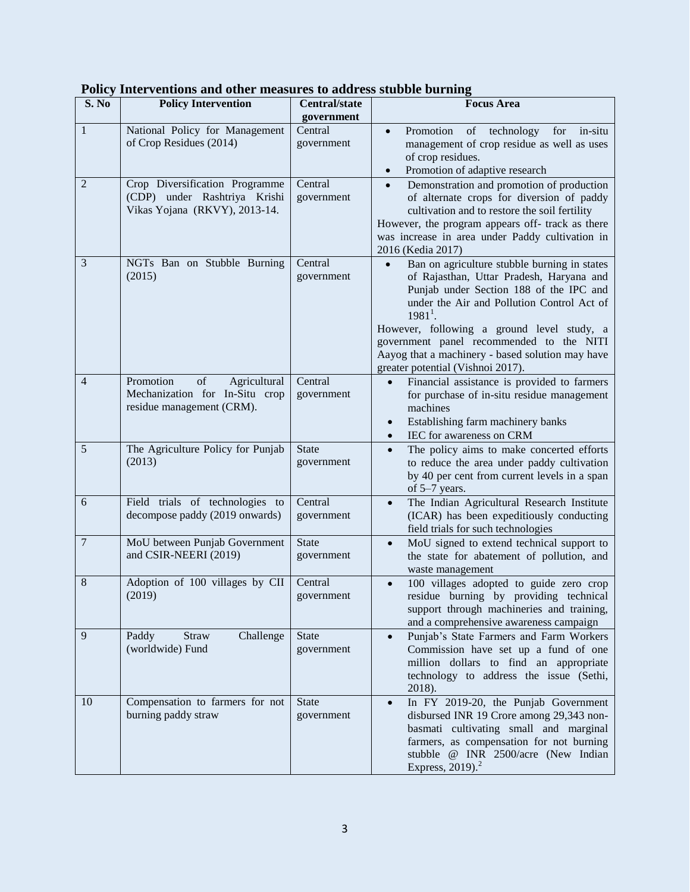**Policy Interventions and other measures to address stubble burning**

| S. No | Policy Intervention | Central/state government | Focus Area |
|---|---|---|---|
| 1 | National Policy for Management of Crop Residues (2014) | Central government | • Promotion of technology for in-situ management of crop residue as well as uses of crop residues. <br> • Promotion of adaptive research |
| 2 | Crop Diversification Programme (CDP) under Rashtriya Krishi Vikas Yojana (RKVY), 2013-14. | Central government | • Demonstration and promotion of production of alternate crops for diversion of paddy cultivation and to restore the soil fertility <br> However, the program appears off- track as there was increase in area under Paddy cultivation in 2016 (Kedia 2017) |
| 3 | NGTs Ban on Stubble Burning (2015) | Central government | • Ban on agriculture stubble burning in states of Rajasthan, Uttar Pradesh, Haryana and Punjab under Section 188 of the IPC and under the Air and Pollution Control Act of 1981[1]. <br> However, following a ground level study, a government panel recommended to the NITI Aayog that a machinery - based solution may have greater potential (Vishnoi 2017). |
| 4 | Promotion of Agricultural Mechanization for In-Situ crop residue management (CRM). | Central government | • Financial assistance is provided to farmers for purchase of in-situ residue management machines <br> • Establishing farm machinery banks <br> • IEC for awareness on CRM |
| 5 | The Agriculture Policy for Punjab (2013) | State government | • The policy aims to make concerted efforts to reduce the area under paddy cultivation by 40 per cent from current levels in a span of 5–7 years. |
| 6 | Field trials of technologies to decompose paddy (2019 onwards) | Central government | • The Indian Agricultural Research Institute (ICAR) has been expeditiously conducting field trials for such technologies |
| 7 | MoU between Punjab Government and CSIR-NEERI (2019) | State government | • MoU signed to extend technical support to the state for abatement of pollution, and waste management |
| 8 | Adoption of 100 villages by CII (2019) | Central government | • 100 villages adopted to guide zero crop residue burning by providing technical support through machineries and training, and a comprehensive awareness campaign |
| 9 | Paddy Straw Challenge (worldwide) Fund | State government | • Punjab's State Farmers and Farm Workers Commission have set up a fund of one million dollars to find an appropriate technology to address the issue (Sethi, 2018). |
| 10 | Compensation to farmers for not burning paddy straw | State government | • In FY 2019-20, the Punjab Government disbursed INR 19 Crore among 29,343 non-basmati cultivating small and marginal farmers, as compensation for not burning stubble @ INR 2500/acre (New Indian Express, 2019).[2] |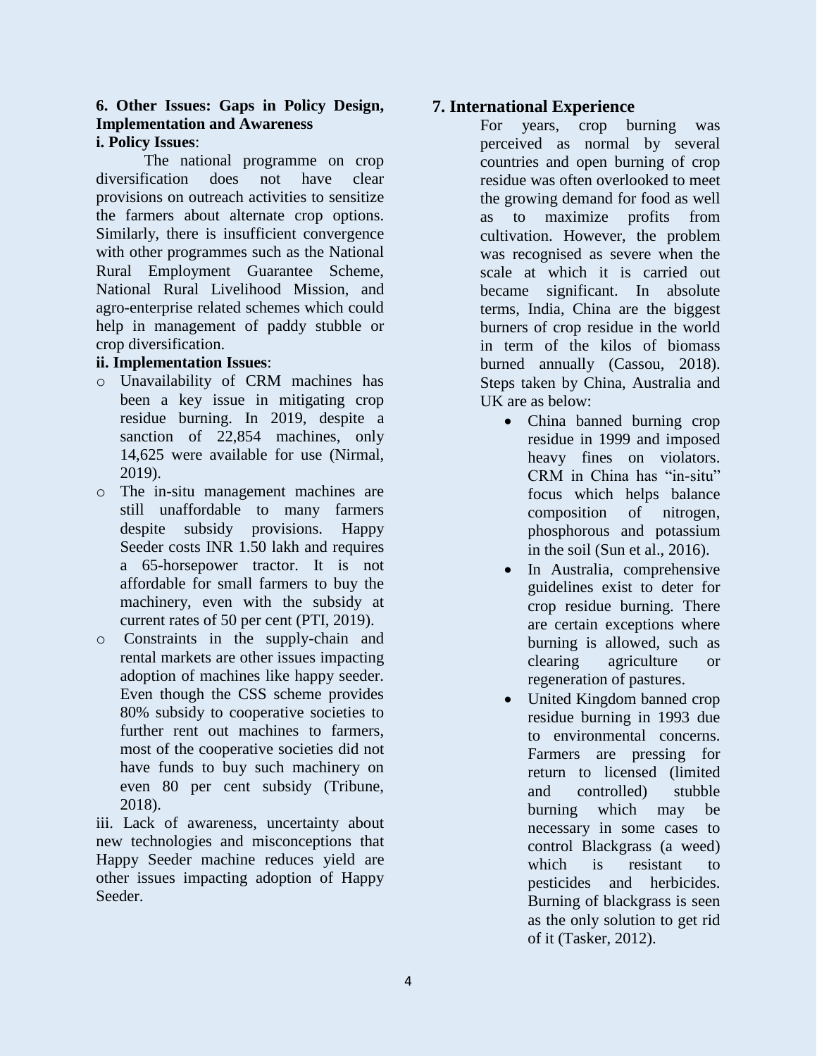## 6. Other Issues: Gaps in Policy Design, Implementation and Awareness

**i. Policy Issues**:

The national programme on crop diversification does not have clear provisions on outreach activities to sensitize the farmers about alternate crop options. Similarly, there is insufficient convergence with other programmes such as the National Rural Employment Guarantee Scheme, National Rural Livelihood Mission, and agro-enterprise related schemes which could help in management of paddy stubble or crop diversification.

**ii. Implementation Issues**:

- Unavailability of CRM machines has been a key issue in mitigating crop residue burning. In 2019, despite a sanction of 22,854 machines, only 14,625 were available for use (Nirmal, 2019).
- The in-situ management machines are still unaffordable to many farmers despite subsidy provisions. Happy Seeder costs INR 1.50 lakh and requires a 65-horsepower tractor. It is not affordable for small farmers to buy the machinery, even with the subsidy at current rates of 50 per cent (PTI, 2019).
- Constraints in the supply-chain and rental markets are other issues impacting adoption of machines like happy seeder. Even though the CSS scheme provides 80% subsidy to cooperative societies to further rent out machines to farmers, most of the cooperative societies did not have funds to buy such machinery on even 80 per cent subsidy (Tribune, 2018).

iii. Lack of awareness, uncertainty about new technologies and misconceptions that Happy Seeder machine reduces yield are other issues impacting adoption of Happy Seeder.

## 7. International Experience

For years, crop burning was perceived as normal by several countries and open burning of crop residue was often overlooked to meet the growing demand for food as well as to maximize profits from cultivation. However, the problem was recognised as severe when the scale at which it is carried out became significant. In absolute terms, India, China are the biggest burners of crop residue in the world in term of the kilos of biomass burned annually (Cassou, 2018). Steps taken by China, Australia and UK are as below:

- China banned burning crop residue in 1999 and imposed heavy fines on violators. CRM in China has "in-situ" focus which helps balance composition of nitrogen, phosphorous and potassium in the soil (Sun et al., 2016).
- In Australia, comprehensive guidelines exist to deter for crop residue burning. There are certain exceptions where burning is allowed, such as clearing agriculture or regeneration of pastures.
- United Kingdom banned crop residue burning in 1993 due to environmental concerns. Farmers are pressing for return to licensed (limited and controlled) stubble burning which may be necessary in some cases to control Blackgrass (a weed) which is resistant to pesticides and herbicides. Burning of blackgrass is seen as the only solution to get rid of it (Tasker, 2012).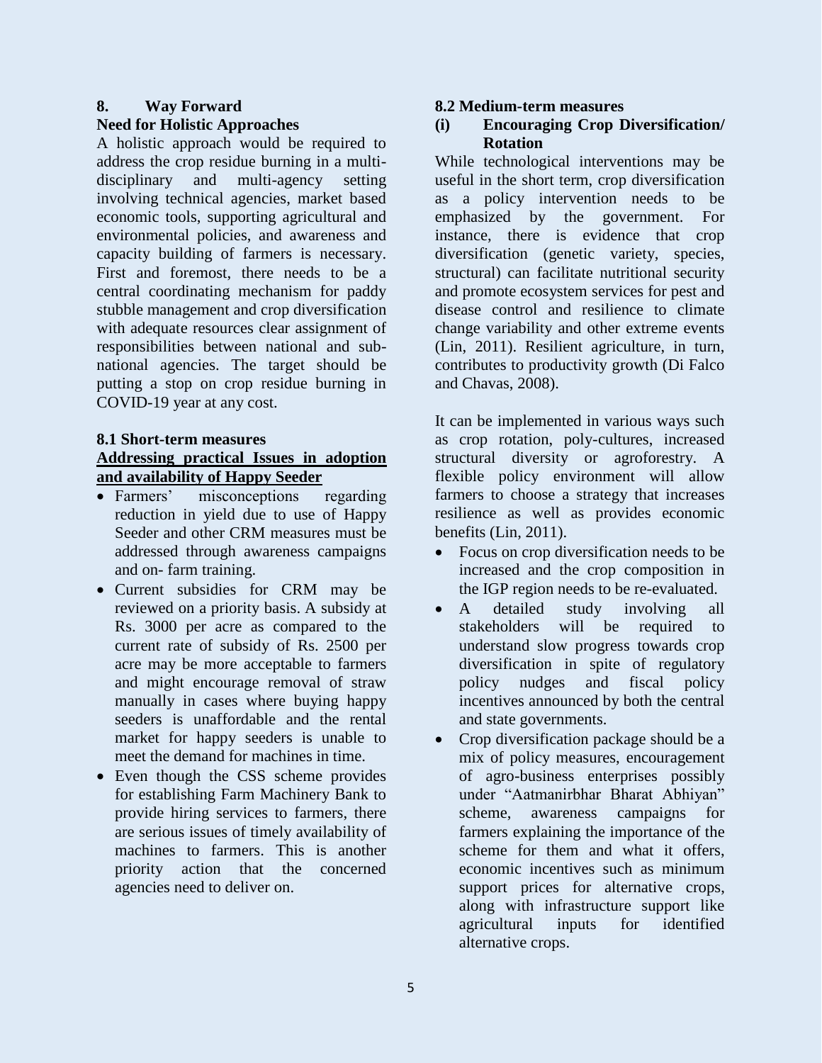## 8. Way Forward

### Need for Holistic Approaches

A holistic approach would be required to address the crop residue burning in a multi-disciplinary and multi-agency setting involving technical agencies, market based economic tools, supporting agricultural and environmental policies, and awareness and capacity building of farmers is necessary. First and foremost, there needs to be a central coordinating mechanism for paddy stubble management and crop diversification with adequate resources clear assignment of responsibilities between national and sub-national agencies. The target should be putting a stop on crop residue burning in COVID-19 year at any cost.

### 8.1 Short-term measures

**Addressing practical Issues in adoption and availability of Happy Seeder**

- Farmers' misconceptions regarding reduction in yield due to use of Happy Seeder and other CRM measures must be addressed through awareness campaigns and on- farm training.
- Current subsidies for CRM may be reviewed on a priority basis. A subsidy at Rs. 3000 per acre as compared to the current rate of subsidy of Rs. 2500 per acre may be more acceptable to farmers and might encourage removal of straw manually in cases where buying happy seeders is unaffordable and the rental market for happy seeders is unable to meet the demand for machines in time.
- Even though the CSS scheme provides for establishing Farm Machinery Bank to provide hiring services to farmers, there are serious issues of timely availability of machines to farmers. This is another priority action that the concerned agencies need to deliver on.

### 8.2 Medium-term measures

**(i) Encouraging Crop Diversification/ Rotation**

While technological interventions may be useful in the short term, crop diversification as a policy intervention needs to be emphasized by the government. For instance, there is evidence that crop diversification (genetic variety, species, structural) can facilitate nutritional security and promote ecosystem services for pest and disease control and resilience to climate change variability and other extreme events (Lin, 2011). Resilient agriculture, in turn, contributes to productivity growth (Di Falco and Chavas, 2008).

It can be implemented in various ways such as crop rotation, poly-cultures, increased structural diversity or agroforestry. A flexible policy environment will allow farmers to choose a strategy that increases resilience as well as provides economic benefits (Lin, 2011).

- Focus on crop diversification needs to be increased and the crop composition in the IGP region needs to be re-evaluated.
- A detailed study involving all stakeholders will be required to understand slow progress towards crop diversification in spite of regulatory policy nudges and fiscal policy incentives announced by both the central and state governments.
- Crop diversification package should be a mix of policy measures, encouragement of agro-business enterprises possibly under "Aatmanirbhar Bharat Abhiyan" scheme, awareness campaigns for farmers explaining the importance of the scheme for them and what it offers, economic incentives such as minimum support prices for alternative crops, along with infrastructure support like agricultural inputs for identified alternative crops.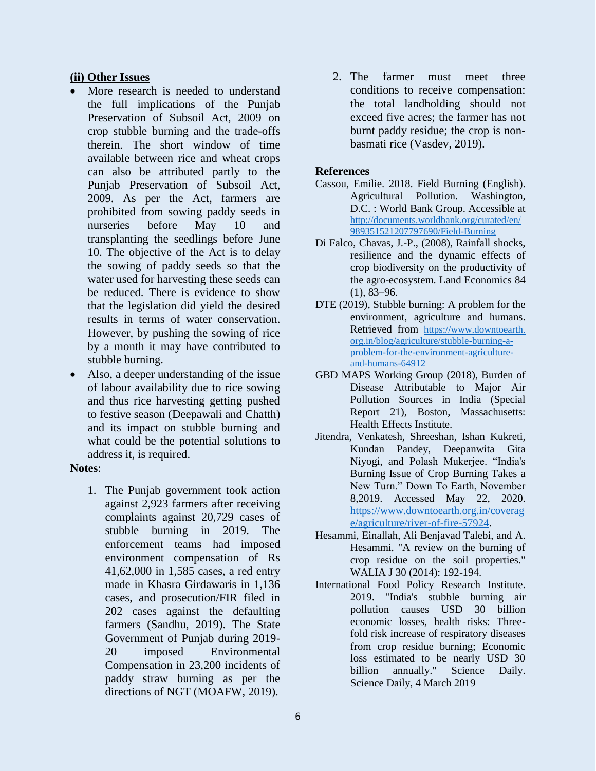### (ii) Other Issues

- More research is needed to understand the full implications of the Punjab Preservation of Subsoil Act, 2009 on crop stubble burning and the trade-offs therein. The short window of time available between rice and wheat crops can also be attributed partly to the Punjab Preservation of Subsoil Act, 2009. As per the Act, farmers are prohibited from sowing paddy seeds in nurseries before May 10 and transplanting the seedlings before June 10. The objective of the Act is to delay the sowing of paddy seeds so that the water used for harvesting these seeds can be reduced. There is evidence to show that the legislation did yield the desired results in terms of water conservation. However, by pushing the sowing of rice by a month it may have contributed to stubble burning.
- Also, a deeper understanding of the issue of labour availability due to rice sowing and thus rice harvesting getting pushed to festive season (Deepawali and Chatth) and its impact on stubble burning and what could be the potential solutions to address it, is required.

**Notes**:

1. The Punjab government took action against 2,923 farmers after receiving complaints against 20,729 cases of stubble burning in 2019. The enforcement teams had imposed environment compensation of Rs 41,62,000 in 1,585 cases, a red entry made in Khasra Girdawaris in 1,136 cases, and prosecution/FIR filed in 202 cases against the defaulting farmers (Sandhu, 2019). The State Government of Punjab during 2019-20 imposed Environmental Compensation in 23,200 incidents of paddy straw burning as per the directions of NGT (MOAFW, 2019).
2. The farmer must meet three conditions to receive compensation: the total landholding should not exceed five acres; the farmer has not burnt paddy residue; the crop is non-basmati rice (Vasdev, 2019).

**References**

Cassou, Emilie. 2018. Field Burning (English). Agricultural Pollution. Washington, D.C. : World Bank Group. Accessible at http://documents.worldbank.org/curated/en/989351521207797690/Field-Burning

Di Falco, Chavas, J.-P., (2008), Rainfall shocks, resilience and the dynamic effects of crop biodiversity on the productivity of the agro-ecosystem. Land Economics 84 (1), 83–96.

DTE (2019), Stubble burning: A problem for the environment, agriculture and humans. Retrieved from https://www.downtoearth.org.in/blog/agriculture/stubble-burning-a-problem-for-the-environment-agriculture-and-humans-64912

GBD MAPS Working Group (2018), Burden of Disease Attributable to Major Air Pollution Sources in India (Special Report 21), Boston, Massachusetts: Health Effects Institute.

Jitendra, Venkatesh, Shreeshan, Ishan Kukreti, Kundan Pandey, Deepanwita Gita Niyogi, and Polash Mukerjee. "India's Burning Issue of Crop Burning Takes a New Turn." Down To Earth, November 8,2019. Accessed May 22, 2020. https://www.downtoearth.org.in/coverage/agriculture/river-of-fire-57924.

Hesammi, Einallah, Ali Benjavad Talebi, and A. Hesammi. "A review on the burning of crop residue on the soil properties." WALIA J 30 (2014): 192-194.

International Food Policy Research Institute. 2019. "India's stubble burning air pollution causes USD 30 billion economic losses, health risks: Three-fold risk increase of respiratory diseases from crop residue burning; Economic loss estimated to be nearly USD 30 billion annually." Science Daily. Science Daily, 4 March 2019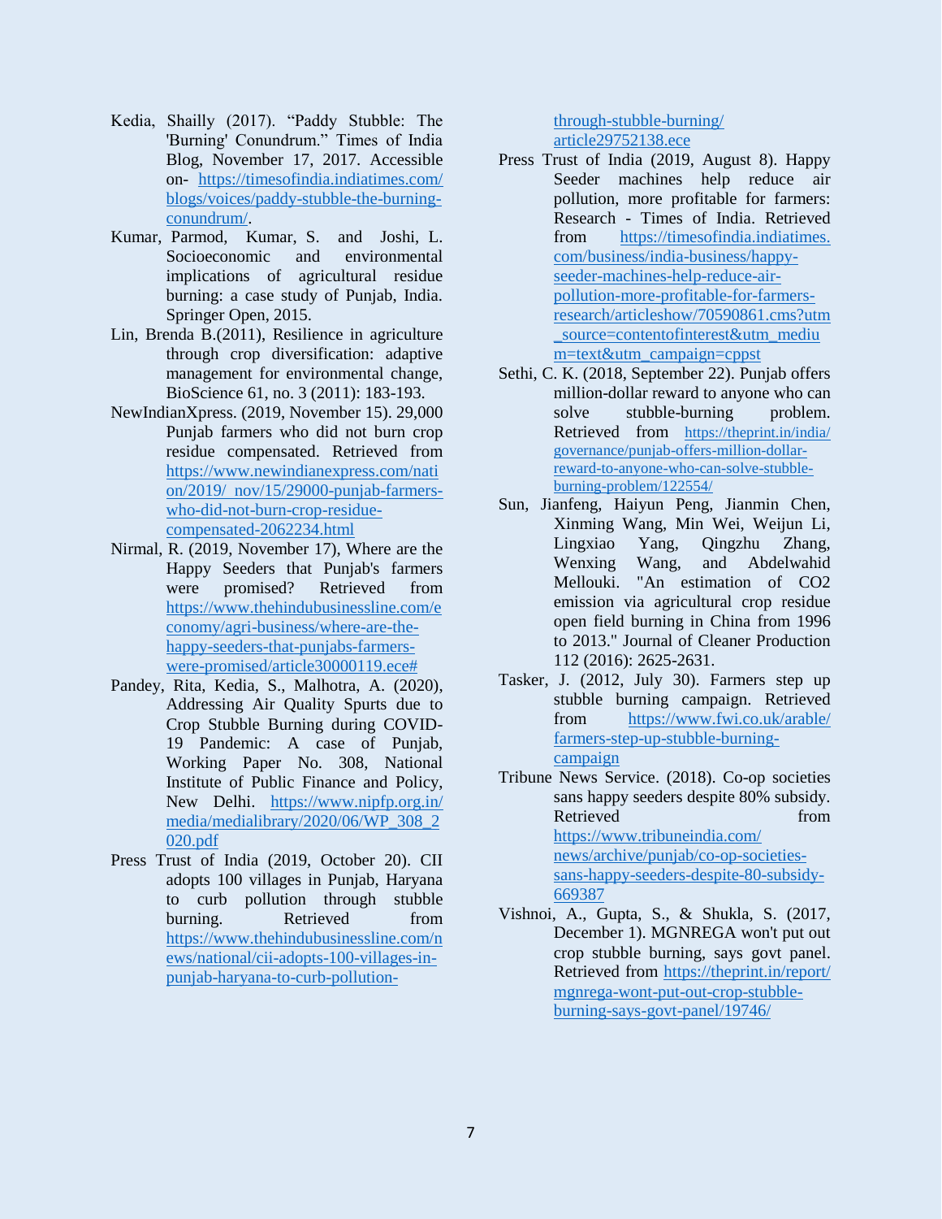Kedia, Shailly (2017). "Paddy Stubble: The 'Burning' Conundrum." Times of India Blog, November 17, 2017. Accessible on- https://timesofindia.indiatimes.com/blogs/voices/paddy-stubble-the-burning-conundrum/.

Kumar, Parmod, Kumar, S. and Joshi, L. Socioeconomic and environmental implications of agricultural residue burning: a case study of Punjab, India. Springer Open, 2015.

Lin, Brenda B.(2011), Resilience in agriculture through crop diversification: adaptive management for environmental change, BioScience 61, no. 3 (2011): 183-193.

NewIndianXpress. (2019, November 15). 29,000 Punjab farmers who did not burn crop residue compensated. Retrieved from https://www.newindianexpress.com/nation/2019/ nov/15/29000-punjab-farmers-who-did-not-burn-crop-residue-compensated-2062234.html

Nirmal, R. (2019, November 17), Where are the Happy Seeders that Punjab's farmers were promised? Retrieved from https://www.thehindubusinessline.com/economy/agri-business/where-are-the-happy-seeders-that-punjabs-farmers-were-promised/article30000119.ece#

Pandey, Rita, Kedia, S., Malhotra, A. (2020), Addressing Air Quality Spurts due to Crop Stubble Burning during COVID-19 Pandemic: A case of Punjab, Working Paper No. 308, National Institute of Public Finance and Policy, New Delhi. https://www.nipfp.org.in/media/medialibrary/2020/06/WP_308_2020.pdf

Press Trust of India (2019, October 20). CII adopts 100 villages in Punjab, Haryana to curb pollution through stubble burning. Retrieved from https://www.thehindubusinessline.com/news/national/cii-adopts-100-villages-in-punjab-haryana-to-curb-pollution-through-stubble-burning/article29752138.ece

Press Trust of India (2019, August 8). Happy Seeder machines help reduce air pollution, more profitable for farmers: Research - Times of India. Retrieved from https://timesofindia.indiatimes.com/business/india-business/happy-seeder-machines-help-reduce-air-pollution-more-profitable-for-farmers-research/articleshow/70590861.cms?utm_source=contentofinterest&utm_medium=text&utm_campaign=cppst

Sethi, C. K. (2018, September 22). Punjab offers million-dollar reward to anyone who can solve stubble-burning problem. Retrieved from https://theprint.in/india/governance/punjab-offers-million-dollar-reward-to-anyone-who-can-solve-stubble-burning-problem/122554/

Sun, Jianfeng, Haiyun Peng, Jianmin Chen, Xinming Wang, Min Wei, Weijun Li, Lingxiao Yang, Qingzhu Zhang, Wenxing Wang, and Abdelwahid Mellouki. "An estimation of $CO_2$ emission via agricultural crop residue open field burning in China from 1996 to 2013." Journal of Cleaner Production 112 (2016): 2625-2631.

Tasker, J. (2012, July 30). Farmers step up stubble burning campaign. Retrieved from https://www.fwi.co.uk/arable/farmers-step-up-stubble-burning-campaign

Tribune News Service. (2018). Co-op societies sans happy seeders despite 80% subsidy. Retrieved from https://www.tribuneindia.com/news/archive/punjab/co-op-societies-sans-happy-seeders-despite-80-subsidy-669387

Vishnoi, A., Gupta, S., & Shukla, S. (2017, December 1). MGNREGA won't put out crop stubble burning, says govt panel. Retrieved from https://theprint.in/report/mgnrega-wont-put-out-crop-stubble-burning-says-govt-panel/19746/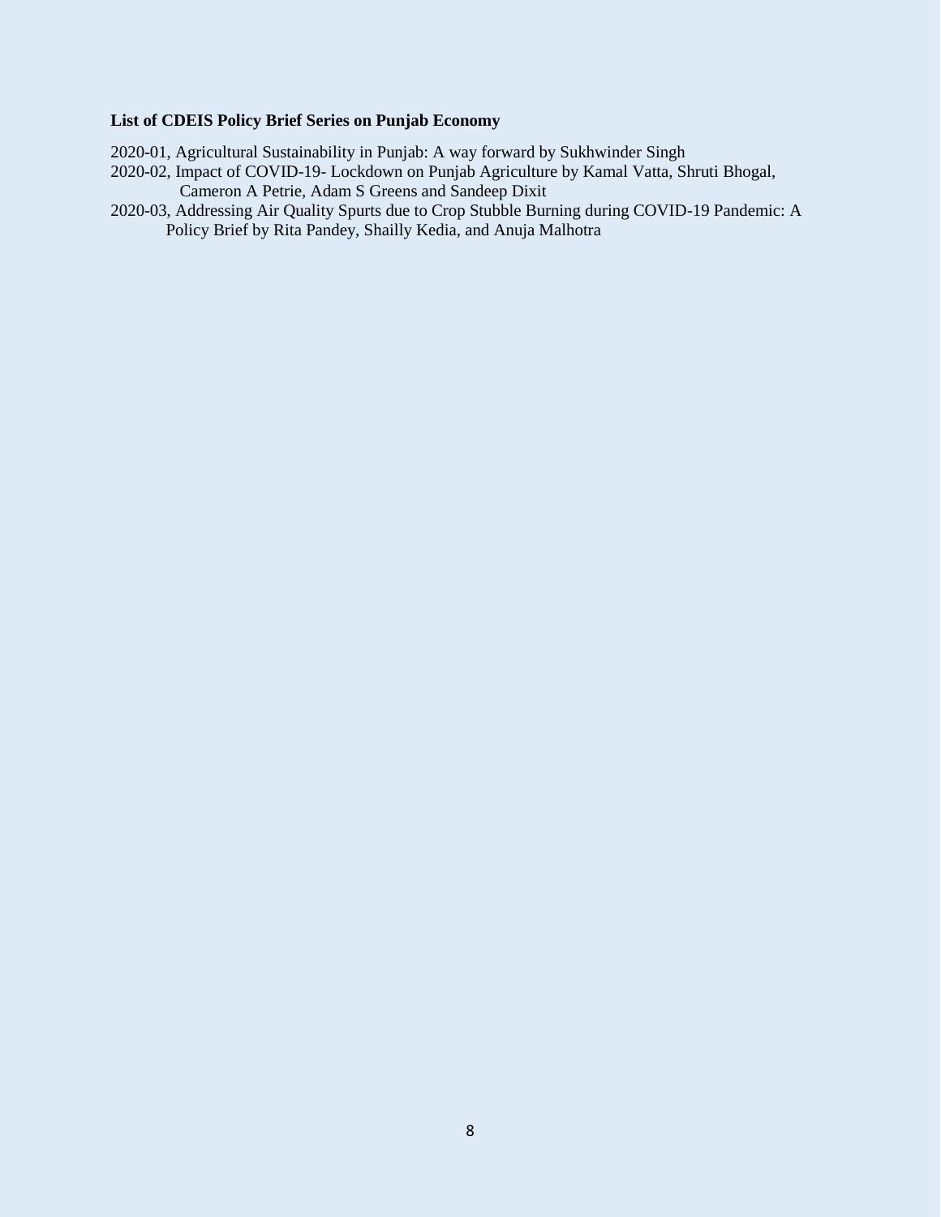**List of CDEIS Policy Brief Series on Punjab Economy**

2020-01, Agricultural Sustainability in Punjab: A way forward by Sukhwinder Singh

2020-02, Impact of COVID-19- Lockdown on Punjab Agriculture by Kamal Vatta, Shruti Bhogal, Cameron A Petrie, Adam S Greens and Sandeep Dixit

2020-03, Addressing Air Quality Spurts due to Crop Stubble Burning during COVID-19 Pandemic: A Policy Brief by Rita Pandey, Shailly Kedia, and Anuja Malhotra